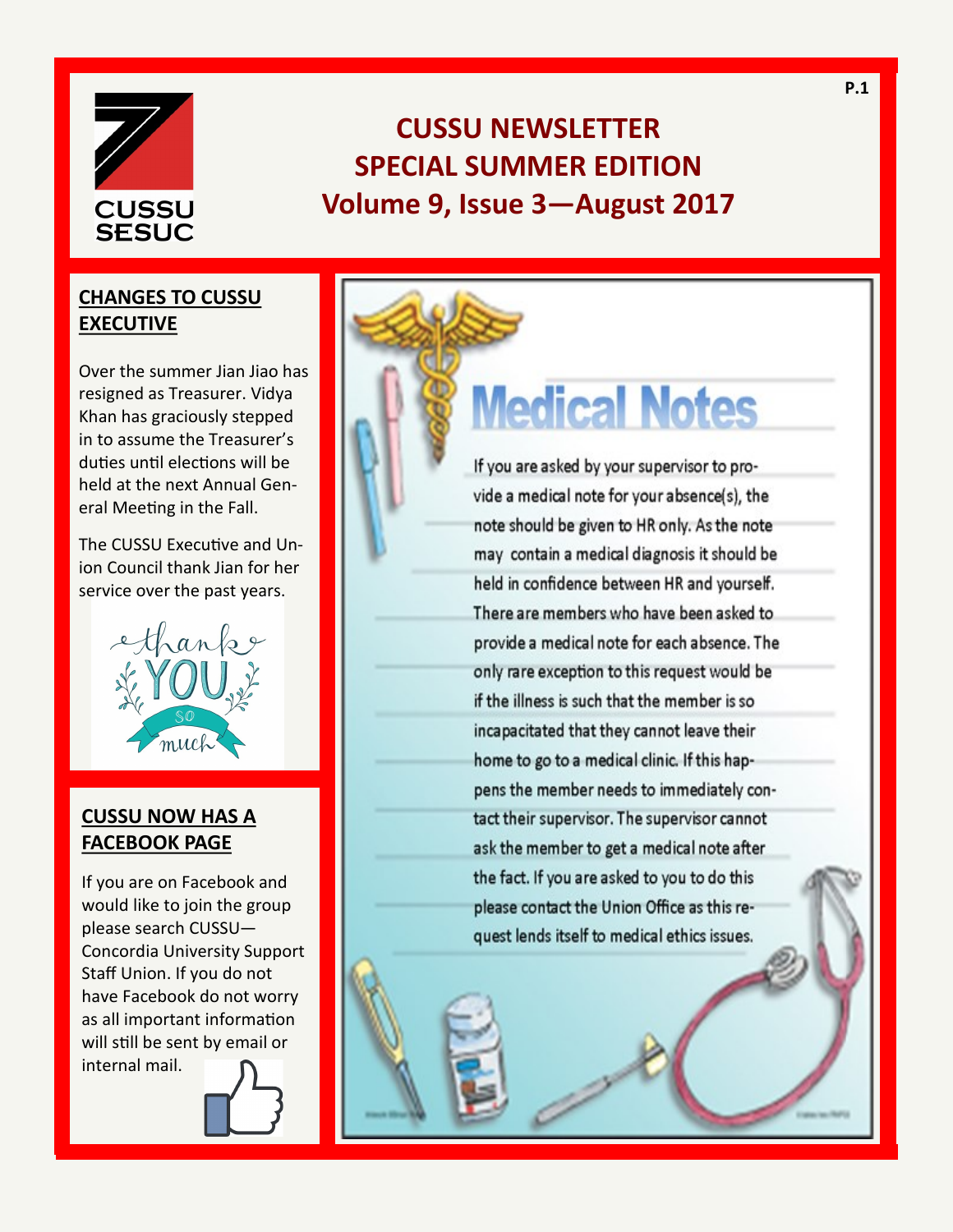# CUSSU NEWSLETTER
# SPECIAL SUMMER EDITION
# Volume 9, Issue 3—August 2017

## CHANGES TO CUSSU EXECUTIVE

Over the summer Jian Jiao has resigned as Treasurer. Vidya Khan has graciously stepped in to assume the Treasurer's duties until elections will be held at the next Annual General Meeting in the Fall.

The CUSSU Executive and Union Council thank Jian for her service over the past years.

## CUSSU NOW HAS A FACEBOOK PAGE

If you are on Facebook and would like to join the group please search CUSSU—Concordia University Support Staff Union. If you do not have Facebook do not worry as all important information will still be sent by email or internal mail.

## Medical Notes

If you are asked by your supervisor to provide a medical note for your absence(s), the note should be given to HR only. As the note may contain a medical diagnosis it should be held in confidence between HR and yourself. There are members who have been asked to provide a medical note for each absence. The only rare exception to this request would be if the illness is such that the member is so incapacitated that they cannot leave their home to go to a medical clinic. If this happens the member needs to immediately contact their supervisor. The supervisor cannot ask the member to get a medical note after the fact. If you are asked to you to do this please contact the Union Office as this request lends itself to medical ethics issues.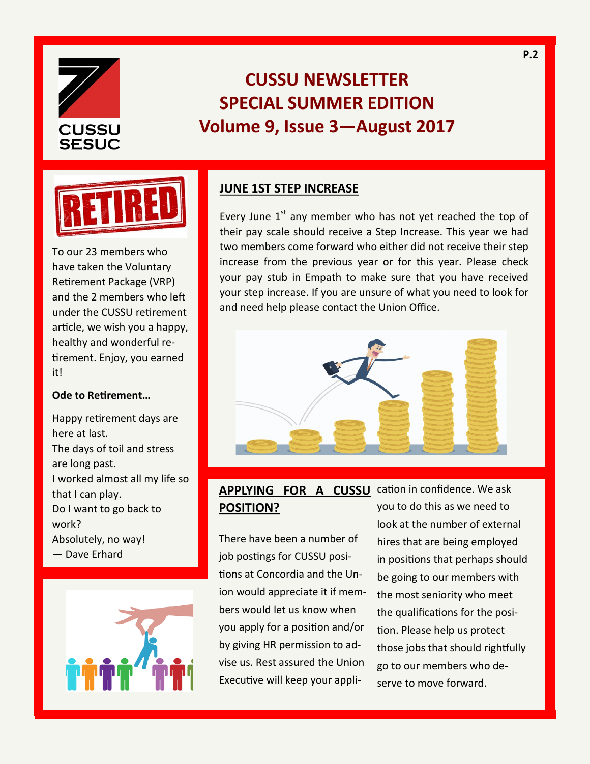# CUSSU NEWSLETTER
# SPECIAL SUMMER EDITION
# Volume 9, Issue 3—August 2017

To our 23 members who have taken the Voluntary Retirement Package (VRP) and the 2 members who left under the CUSSU retirement article, we wish you a happy, healthy and wonderful retirement. Enjoy, you earned it!

**Ode to Retirement…**

Happy retirement days are here at last.
The days of toil and stress are long past.
I worked almost all my life so that I can play.
Do I want to go back to work?
Absolutely, no way!
— Dave Erhard

## JUNE 1ST STEP INCREASE

Every June 1st any member who has not yet reached the top of their pay scale should receive a Step Increase. This year we had two members come forward who either did not receive their step increase from the previous year or for this year. Please check your pay stub in Empath to make sure that you have received your step increase. If you are unsure of what you need to look for and need help please contact the Union Office.

## APPLYING FOR A CUSSU POSITION?

There have been a number of job postings for CUSSU positions at Concordia and the Union would appreciate it if members would let us know when you apply for a position and/or by giving HR permission to advise us. Rest assured the Union Executive will keep your application in confidence. We ask you to do this as we need to look at the number of external hires that are being employed in positions that perhaps should be going to our members with the most seniority who meet the qualifications for the position. Please help us protect those jobs that should rightfully go to our members who deserve to move forward.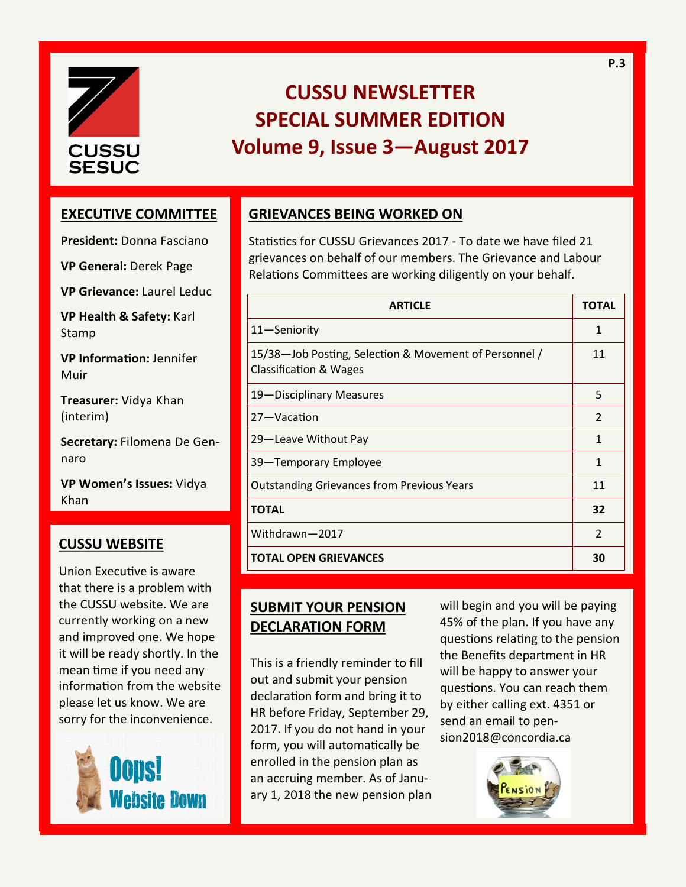# CUSSU NEWSLETTER
# SPECIAL SUMMER EDITION
# Volume 9, Issue 3—August 2017

## EXECUTIVE COMMITTEE

**President:** Donna Fasciano

**VP General:** Derek Page

**VP Grievance:** Laurel Leduc

**VP Health & Safety:** Karl Stamp

**VP Information:** Jennifer Muir

**Treasurer:** Vidya Khan (interim)

**Secretary:** Filomena De Gennaro

**VP Women's Issues:** Vidya Khan

## CUSSU WEBSITE

Union Executive is aware that there is a problem with the CUSSU website. We are currently working on a new and improved one. We hope it will be ready shortly. In the mean time if you need any information from the website please let us know. We are sorry for the inconvenience.

Oops! Website Down

## GRIEVANCES BEING WORKED ON

Statistics for CUSSU Grievances 2017 - To date we have filed 21 grievances on behalf of our members. The Grievance and Labour Relations Committees are working diligently on your behalf.

| ARTICLE | TOTAL |
|---|---|
| 11—Seniority | 1 |
| 15/38—Job Posting, Selection & Movement of Personnel / Classification & Wages | 11 |
| 19—Disciplinary Measures | 5 |
| 27—Vacation | 2 |
| 29—Leave Without Pay | 1 |
| 39—Temporary Employee | 1 |
| Outstanding Grievances from Previous Years | 11 |
| **TOTAL** | **32** |
| Withdrawn—2017 | 2 |
| **TOTAL OPEN GRIEVANCES** | **30** |

## SUBMIT YOUR PENSION DECLARATION FORM

This is a friendly reminder to fill out and submit your pension declaration form and bring it to HR before Friday, September 29, 2017. If you do not hand in your form, you will automatically be enrolled in the pension plan as an accruing member. As of January 1, 2018 the new pension plan will begin and you will be paying 45% of the plan. If you have any questions relating to the pension the Benefits department in HR will be happy to answer your questions. You can reach them by either calling ext. 4351 or send an email to pension2018@concordia.ca